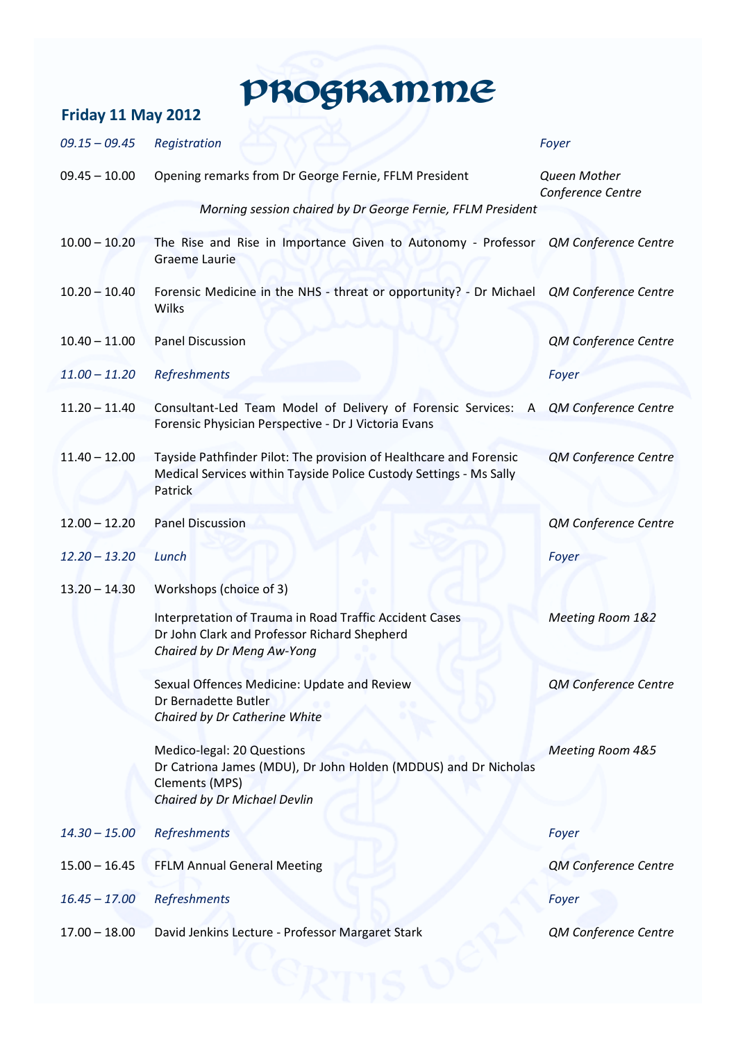# Programme

## Friday 11 May 2012

| | | |
|---|---|---|
| *09.15 – 09.45* | *Registration* | *Foyer* |
| 09.45 – 10.00 | Opening remarks from Dr George Fernie, FFLM President | *Queen Mother Conference Centre* |
| | *Morning session chaired by Dr George Fernie, FFLM President* | |
| 10.00 – 10.20 | The Rise and Rise in Importance Given to Autonomy - Professor Graeme Laurie | *QM Conference Centre* |
| 10.20 – 10.40 | Forensic Medicine in the NHS - threat or opportunity? - Dr Michael Wilks | *QM Conference Centre* |
| 10.40 – 11.00 | Panel Discussion | *QM Conference Centre* |
| *11.00 – 11.20* | *Refreshments* | *Foyer* |
| 11.20 – 11.40 | Consultant-Led Team Model of Delivery of Forensic Services: A Forensic Physician Perspective - Dr J Victoria Evans | *QM Conference Centre* |
| 11.40 – 12.00 | Tayside Pathfinder Pilot: The provision of Healthcare and Forensic Medical Services within Tayside Police Custody Settings - Ms Sally Patrick | *QM Conference Centre* |
| 12.00 – 12.20 | Panel Discussion | *QM Conference Centre* |
| *12.20 – 13.20* | *Lunch* | *Foyer* |
| 13.20 – 14.30 | Workshops (choice of 3) | |
| | Interpretation of Trauma in Road Traffic Accident Cases<br>Dr John Clark and Professor Richard Shepherd<br>*Chaired by Dr Meng Aw-Yong* | *Meeting Room 1&2* |
| | Sexual Offences Medicine: Update and Review<br>Dr Bernadette Butler<br>*Chaired by Dr Catherine White* | *QM Conference Centre* |
| | Medico-legal: 20 Questions<br>Dr Catriona James (MDU), Dr John Holden (MDDUS) and Dr Nicholas Clements (MPS)<br>*Chaired by Dr Michael Devlin* | *Meeting Room 4&5* |
| *14.30 – 15.00* | *Refreshments* | *Foyer* |
| 15.00 – 16.45 | FFLM Annual General Meeting | *QM Conference Centre* |
| *16.45 – 17.00* | *Refreshments* | *Foyer* |
| 17.00 – 18.00 | David Jenkins Lecture - Professor Margaret Stark | *QM Conference Centre* |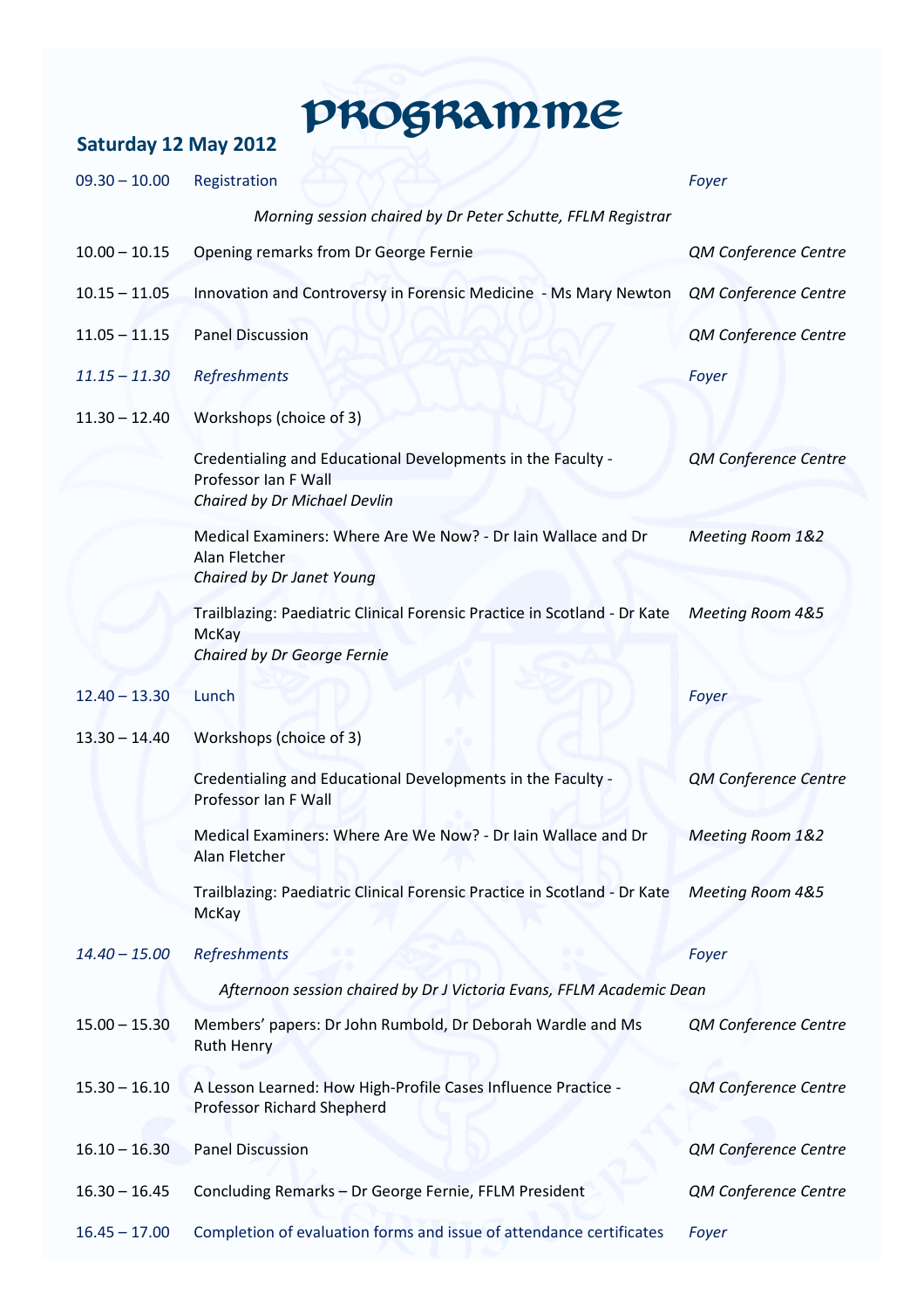# Programme

## Saturday 12 May 2012

| | | |
|---|---|---|
| 09.30 – 10.00 | Registration | *Foyer* |
| | *Morning session chaired by Dr Peter Schutte, FFLM Registrar* | |
| 10.00 – 10.15 | Opening remarks from Dr George Fernie | *QM Conference Centre* |
| 10.15 – 11.05 | Innovation and Controversy in Forensic Medicine - Ms Mary Newton | *QM Conference Centre* |
| 11.05 – 11.15 | Panel Discussion | *QM Conference Centre* |
| *11.15 – 11.30* | *Refreshments* | *Foyer* |
| 11.30 – 12.40 | Workshops (choice of 3) | |
| | Credentialing and Educational Developments in the Faculty - Professor Ian F Wall<br>*Chaired by Dr Michael Devlin* | *QM Conference Centre* |
| | Medical Examiners: Where Are We Now? - Dr Iain Wallace and Dr Alan Fletcher<br>*Chaired by Dr Janet Young* | *Meeting Room 1&2* |
| | Trailblazing: Paediatric Clinical Forensic Practice in Scotland - Dr Kate McKay<br>*Chaired by Dr George Fernie* | *Meeting Room 4&5* |
| 12.40 – 13.30 | Lunch | *Foyer* |
| 13.30 – 14.40 | Workshops (choice of 3) | |
| | Credentialing and Educational Developments in the Faculty - Professor Ian F Wall | *QM Conference Centre* |
| | Medical Examiners: Where Are We Now? - Dr Iain Wallace and Dr Alan Fletcher | *Meeting Room 1&2* |
| | Trailblazing: Paediatric Clinical Forensic Practice in Scotland - Dr Kate McKay | *Meeting Room 4&5* |
| *14.40 – 15.00* | *Refreshments* | *Foyer* |
| | *Afternoon session chaired by Dr J Victoria Evans, FFLM Academic Dean* | |
| 15.00 – 15.30 | Members' papers: Dr John Rumbold, Dr Deborah Wardle and Ms Ruth Henry | *QM Conference Centre* |
| 15.30 – 16.10 | A Lesson Learned: How High-Profile Cases Influence Practice - Professor Richard Shepherd | *QM Conference Centre* |
| 16.10 – 16.30 | Panel Discussion | *QM Conference Centre* |
| 16.30 – 16.45 | Concluding Remarks – Dr George Fernie, FFLM President | *QM Conference Centre* |
| 16.45 – 17.00 | Completion of evaluation forms and issue of attendance certificates | *Foyer* |